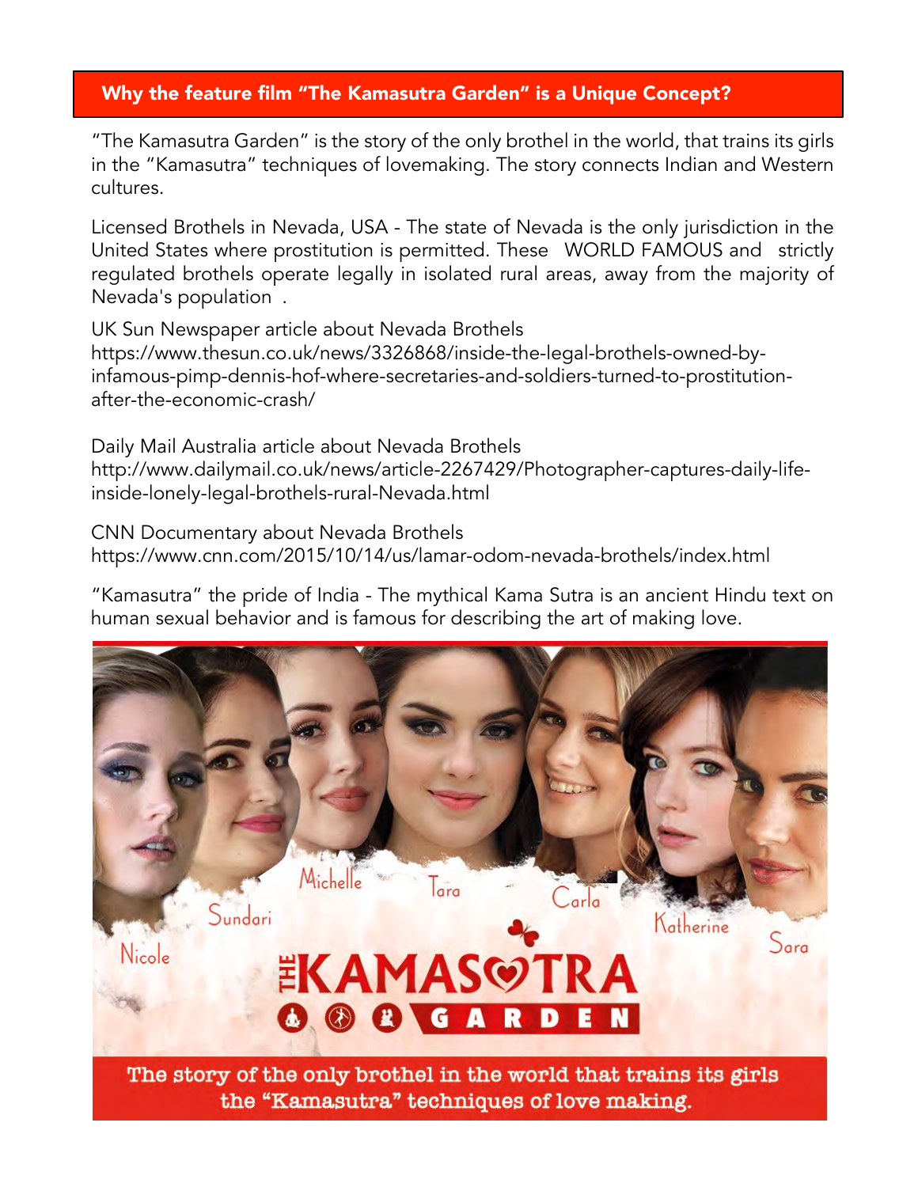## Why the feature film "The Kamasutra Garden" is a Unique Concept?

"The Kamasutra Garden" is the story of the only brothel in the world, that trains its girls in the "Kamasutra" techniques of lovemaking. The story connects Indian and Western cultures.

Licensed Brothels in Nevada, USA - The state of Nevada is the only jurisdiction in the United States where prostitution is permitted. These WORLD FAMOUS and strictly regulated brothels operate legally in isolated rural areas, away from the majority of Nevada's population .

UK Sun Newspaper article about Nevada Brothels
https://www.thesun.co.uk/news/3326868/inside-the-legal-brothels-owned-by-infamous-pimp-dennis-hof-where-secretaries-and-soldiers-turned-to-prostitution-after-the-economic-crash/

Daily Mail Australia article about Nevada Brothels
http://www.dailymail.co.uk/news/article-2267429/Photographer-captures-daily-life-inside-lonely-legal-brothels-rural-Nevada.html

CNN Documentary about Nevada Brothels
https://www.cnn.com/2015/10/14/us/lamar-odom-nevada-brothels/index.html

"Kamasutra" the pride of India - The mythical Kama Sutra is an ancient Hindu text on human sexual behavior and is famous for describing the art of making love.

Nicole, Sundari, Michelle, Tara, Carla, Katherine, Sara

**THE KAMASUTRA GARDEN**

**The story of the only brothel in the world that trains its girls the "Kamasutra" techniques of love making.**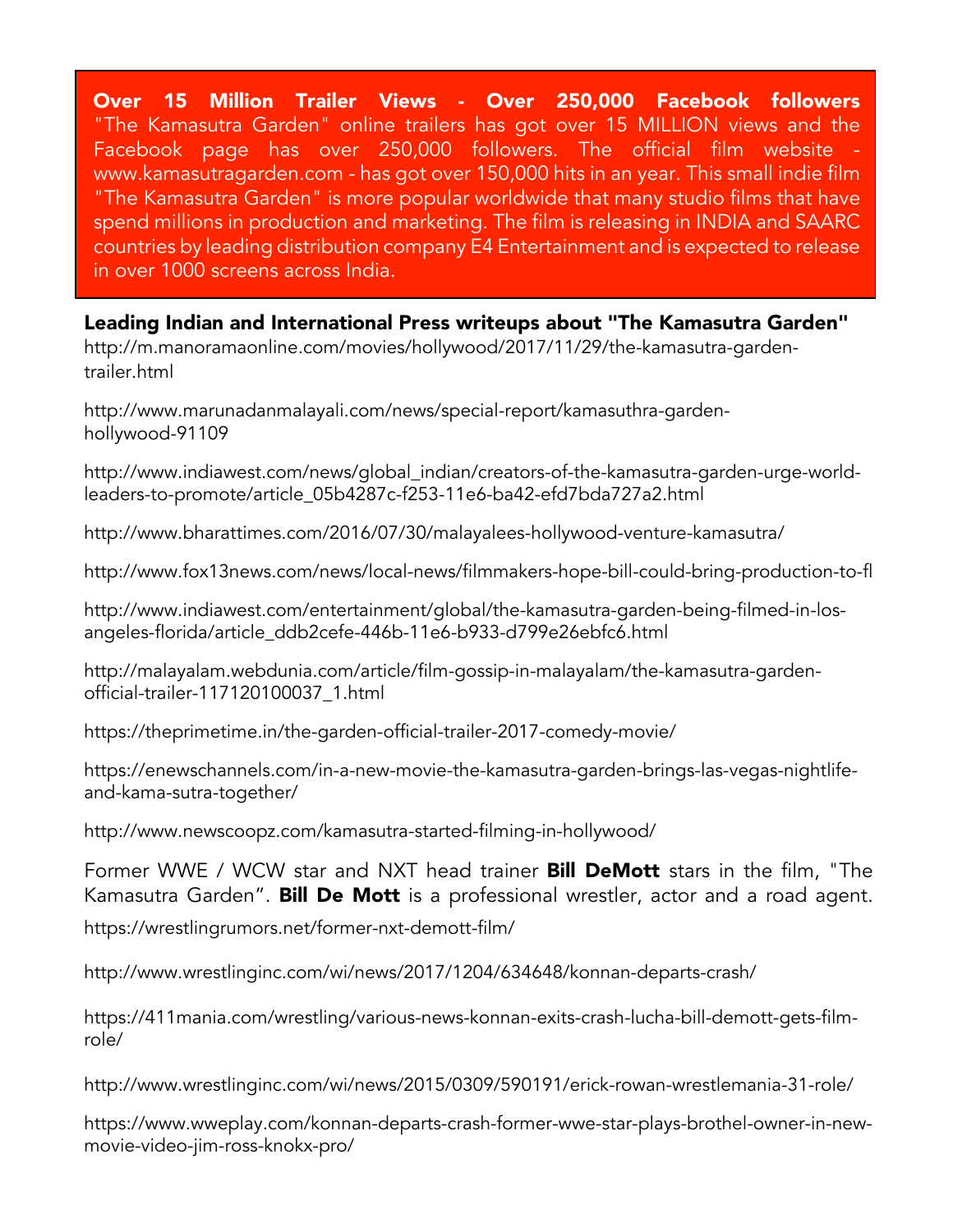**Over 15 Million Trailer Views - Over 250,000 Facebook followers**
"The Kamasutra Garden" online trailers has got over 15 MILLION views and the Facebook page has over 250,000 followers. The official film website - www.kamasutragarden.com - has got over 150,000 hits in an year. This small indie film "The Kamasutra Garden" is more popular worldwide that many studio films that have spend millions in production and marketing. The film is releasing in INDIA and SAARC countries by leading distribution company E4 Entertainment and is expected to release in over 1000 screens across India.

**Leading Indian and International Press writeups about "The Kamasutra Garden"**

http://m.manoramaonline.com/movies/hollywood/2017/11/29/the-kamasutra-garden-trailer.html

http://www.marunadanmalayali.com/news/special-report/kamasuthra-garden-hollywood-91109

http://www.indiawest.com/news/global_indian/creators-of-the-kamasutra-garden-urge-world-leaders-to-promote/article_05b4287c-f253-11e6-ba42-efd7bda727a2.html

http://www.bharattimes.com/2016/07/30/malayalees-hollywood-venture-kamasutra/

http://www.fox13news.com/news/local-news/filmmakers-hope-bill-could-bring-production-to-fl

http://www.indiawest.com/entertainment/global/the-kamasutra-garden-being-filmed-in-los-angeles-florida/article_ddb2cefe-446b-11e6-b933-d799e26ebfc6.html

http://malayalam.webdunia.com/article/film-gossip-in-malayalam/the-kamasutra-garden-official-trailer-117120100037_1.html

https://theprimetime.in/the-garden-official-trailer-2017-comedy-movie/

https://enewschannels.com/in-a-new-movie-the-kamasutra-garden-brings-las-vegas-nightlife-and-kama-sutra-together/

http://www.newscoopz.com/kamasutra-started-filming-in-hollywood/

Former WWE / WCW star and NXT head trainer **Bill DeMott** stars in the film, "The Kamasutra Garden". **Bill De Mott** is a professional wrestler, actor and a road agent.

https://wrestlingrumors.net/former-nxt-demott-film/

http://www.wrestlinginc.com/wi/news/2017/1204/634648/konnan-departs-crash/

https://411mania.com/wrestling/various-news-konnan-exits-crash-lucha-bill-demott-gets-film-role/

http://www.wrestlinginc.com/wi/news/2015/0309/590191/erick-rowan-wrestlemania-31-role/

https://www.wweplay.com/konnan-departs-crash-former-wwe-star-plays-brothel-owner-in-new-movie-video-jim-ross-knokx-pro/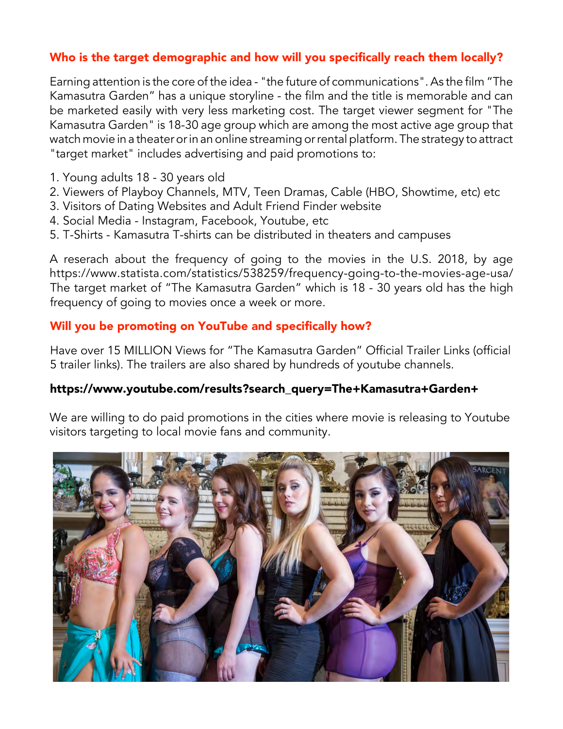## Who is the target demographic and how will you specifically reach them locally?

Earning attention is the core of the idea - "the future of communications". As the film "The Kamasutra Garden" has a unique storyline - the film and the title is memorable and can be marketed easily with very less marketing cost. The target viewer segment for "The Kamasutra Garden" is 18-30 age group which are among the most active age group that watch movie in a theater or in an online streaming or rental platform. The strategy to attract "target market" includes advertising and paid promotions to:

1. Young adults 18 - 30 years old
2. Viewers of Playboy Channels, MTV, Teen Dramas, Cable (HBO, Showtime, etc) etc
3. Visitors of Dating Websites and Adult Friend Finder website
4. Social Media - Instagram, Facebook, Youtube, etc
5. T-Shirts - Kamasutra T-shirts can be distributed in theaters and campuses

A reserach about the frequency of going to the movies in the U.S. 2018, by age https://www.statista.com/statistics/538259/frequency-going-to-the-movies-age-usa/ The target market of "The Kamasutra Garden" which is 18 - 30 years old has the high frequency of going to movies once a week or more.

## Will you be promoting on YouTube and specifically how?

Have over 15 MILLION Views for "The Kamasutra Garden" Official Trailer Links (official 5 trailer links). The trailers are also shared by hundreds of youtube channels.

**https://www.youtube.com/results?search_query=The+Kamasutra+Garden+**

We are willing to do paid promotions in the cities where movie is releasing to Youtube visitors targeting to local movie fans and community.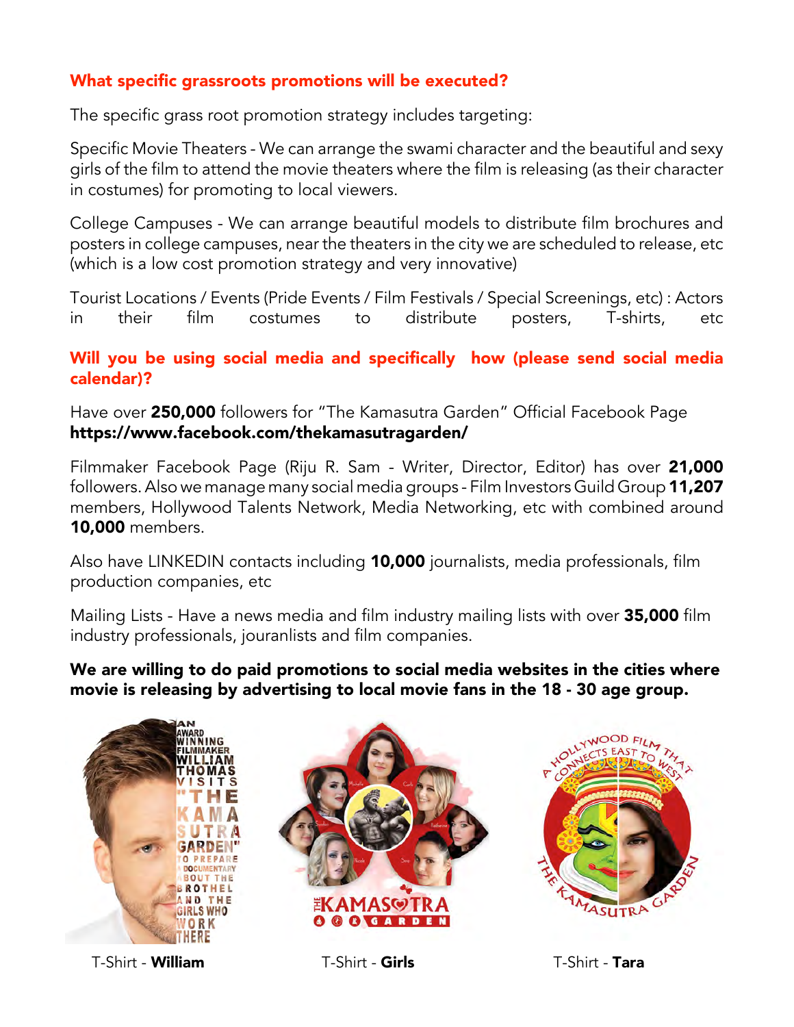**What specific grassroots promotions will be executed?**

The specific grass root promotion strategy includes targeting:

Specific Movie Theaters - We can arrange the swami character and the beautiful and sexy girls of the film to attend the movie theaters where the film is releasing (as their character in costumes) for promoting to local viewers.

College Campuses - We can arrange beautiful models to distribute film brochures and posters in college campuses, near the theaters in the city we are scheduled to release, etc (which is a low cost promotion strategy and very innovative)

Tourist Locations / Events (Pride Events / Film Festivals / Special Screenings, etc) : Actors in their film costumes to distribute posters, T-shirts, etc

**Will you be using social media and specifically how (please send social media calendar)?**

Have over **250,000** followers for "The Kamasutra Garden" Official Facebook Page **https://www.facebook.com/thekamasutragarden/**

Filmmaker Facebook Page (Riju R. Sam - Writer, Director, Editor) has over **21,000** followers. Also we manage many social media groups - Film Investors Guild Group **11,207** members, Hollywood Talents Network, Media Networking, etc with combined around **10,000** members.

Also have LINKEDIN contacts including **10,000** journalists, media professionals, film production companies, etc

Mailing Lists - Have a news media and film industry mailing lists with over **35,000** film industry professionals, jouranlists and film companies.

**We are willing to do paid promotions to social media websites in the cities where movie is releasing by advertising to local movie fans in the 18 - 30 age group.**

T-Shirt - **William**

T-Shirt - **Girls**

T-Shirt - **Tara**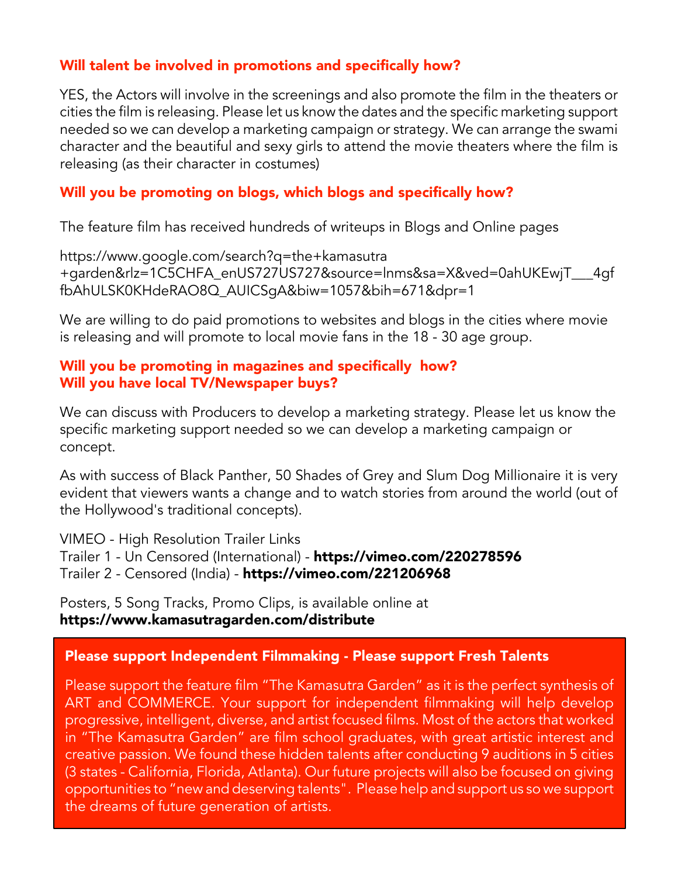### Will talent be involved in promotions and specifically how?

YES, the Actors will involve in the screenings and also promote the film in the theaters or cities the film is releasing. Please let us know the dates and the specific marketing support needed so we can develop a marketing campaign or strategy. We can arrange the swami character and the beautiful and sexy girls to attend the movie theaters where the film is releasing (as their character in costumes)

### Will you be promoting on blogs, which blogs and specifically how?

The feature film has received hundreds of writeups in Blogs and Online pages

https://www.google.com/search?q=the+kamasutra+garden&rlz=1C5CHFA_enUS727US727&source=lnms&sa=X&ved=0ahUKEwjT___4gffbAhULSK0KHdeRAO8Q_AUICSgA&biw=1057&bih=671&dpr=1

We are willing to do paid promotions to websites and blogs in the cities where movie is releasing and will promote to local movie fans in the 18 - 30 age group.

### Will you be promoting in magazines and specifically how?
### Will you have local TV/Newspaper buys?

We can discuss with Producers to develop a marketing strategy. Please let us know the specific marketing support needed so we can develop a marketing campaign or concept.

As with success of Black Panther, 50 Shades of Grey and Slum Dog Millionaire it is very evident that viewers wants a change and to watch stories from around the world (out of the Hollywood's traditional concepts).

VIMEO - High Resolution Trailer Links
Trailer 1 - Un Censored (International) - **https://vimeo.com/220278596**
Trailer 2 - Censored (India) - **https://vimeo.com/221206968**

Posters, 5 Song Tracks, Promo Clips, is available online at
**https://www.kamasutragarden.com/distribute**

**Please support Independent Filmmaking - Please support Fresh Talents**

Please support the feature film "The Kamasutra Garden" as it is the perfect synthesis of ART and COMMERCE. Your support for independent filmmaking will help develop progressive, intelligent, diverse, and artist focused films. Most of the actors that worked in "The Kamasutra Garden" are film school graduates, with great artistic interest and creative passion. We found these hidden talents after conducting 9 auditions in 5 cities (3 states - California, Florida, Atlanta). Our future projects will also be focused on giving opportunities to "new and deserving talents". Please help and support us so we support the dreams of future generation of artists.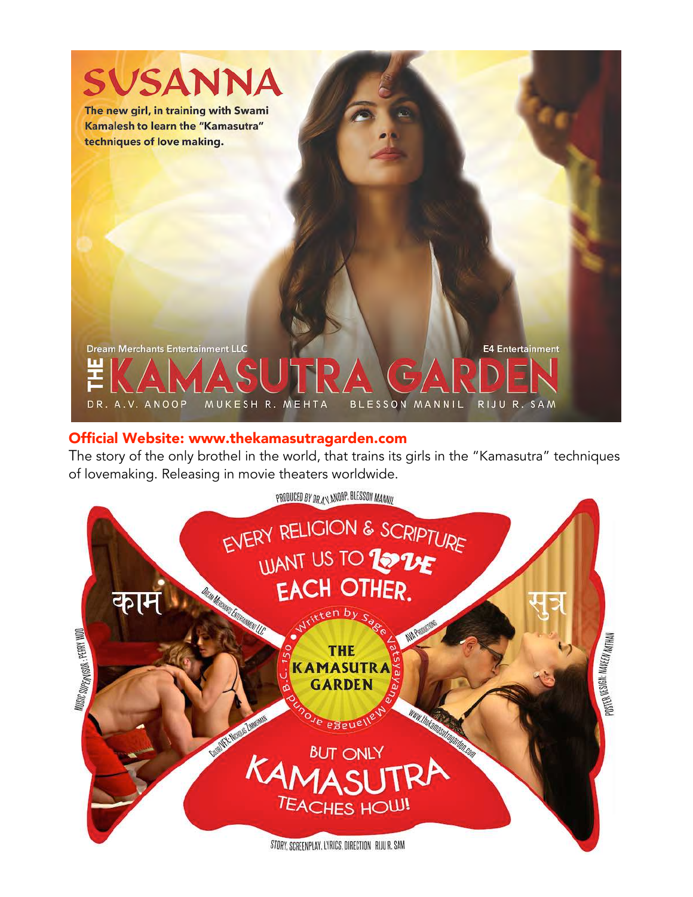# SUSANNA

The new girl, in training with Swami Kamalesh to learn the "Kamasutra" techniques of love making.

Dream Merchants Entertainment LLC

E4 Entertainment

THE KAMASUTRA GARDEN

DR. A.V. ANOOP MUKESH R. MEHTA BLESSON MANNIL RIJU R. SAM

**Official Website: www.thekamasutragarden.com**

The story of the only brothel in the world, that trains its girls in the "Kamasutra" techniques of lovemaking. Releasing in movie theaters worldwide.

PRODUCED BY DR.A.V.ANOOP, BLESSON MANNIL

EVERY RELIGION & SCRIPTURE WANT US TO LOVE EACH OTHER.

काम

सुत्र

Written by Sage Vatsyayana Mallanaga around B.C. 150

THE KAMASUTRA GARDEN

DREAM MERCHANTS ENTERTAINMENT LLC

AVA PRODUCTIONS

MUSIC SUPERVISOR: PERRY WOOD

COLOR/VFX: NICHOLAS ZIMMERMAN

www.thekamasutragarden.com

POSTER DESIGN: NAVEEN NATHAN

BUT ONLY KAMASUTRA TEACHES HOW!

STORY, SCREENPLAY, LYRICS, DIRECTION RIJU R. SAM